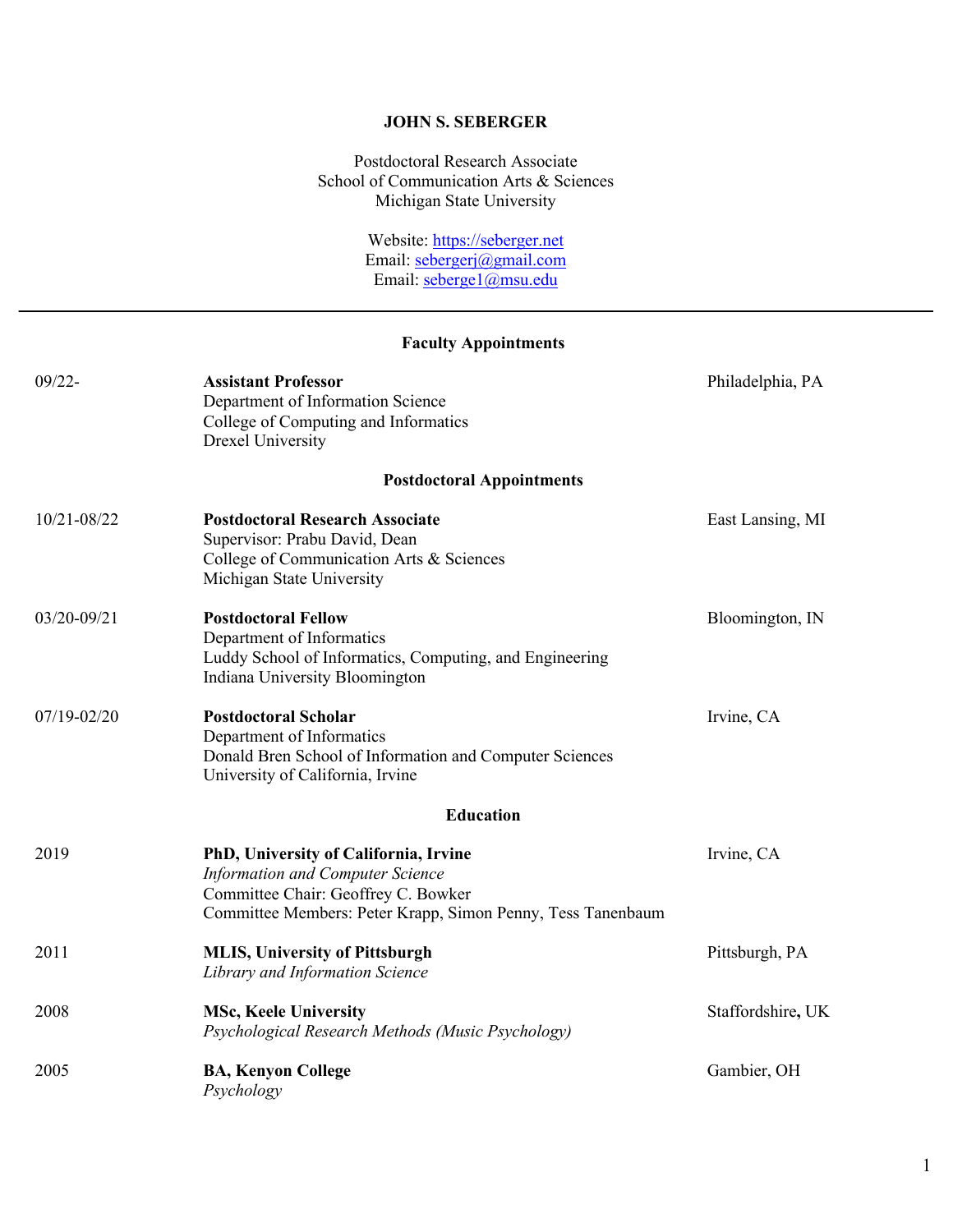# JOHN S. SEBERGER

Postdoctoral Research Associate
School of Communication Arts & Sciences
Michigan State University

Website: https://seberger.net
Email: sebergerj@gmail.com
Email: seberge1@msu.edu

---

## Faculty Appointments

09/22- **Assistant Professor** — Philadelphia, PA
Department of Information Science
College of Computing and Informatics
Drexel University

## Postdoctoral Appointments

10/21-08/22 **Postdoctoral Research Associate** — East Lansing, MI
Supervisor: Prabu David, Dean
College of Communication Arts & Sciences
Michigan State University

03/20-09/21 **Postdoctoral Fellow** — Bloomington, IN
Department of Informatics
Luddy School of Informatics, Computing, and Engineering
Indiana University Bloomington

07/19-02/20 **Postdoctoral Scholar** — Irvine, CA
Department of Informatics
Donald Bren School of Information and Computer Sciences
University of California, Irvine

## Education

2019 **PhD, University of California, Irvine** — Irvine, CA
*Information and Computer Science*
Committee Chair: Geoffrey C. Bowker
Committee Members: Peter Krapp, Simon Penny, Tess Tanenbaum

2011 **MLIS, University of Pittsburgh** — Pittsburgh, PA
*Library and Information Science*

2008 **MSc, Keele University** — Staffordshire, UK
*Psychological Research Methods (Music Psychology)*

2005 **BA, Kenyon College** — Gambier, OH
*Psychology*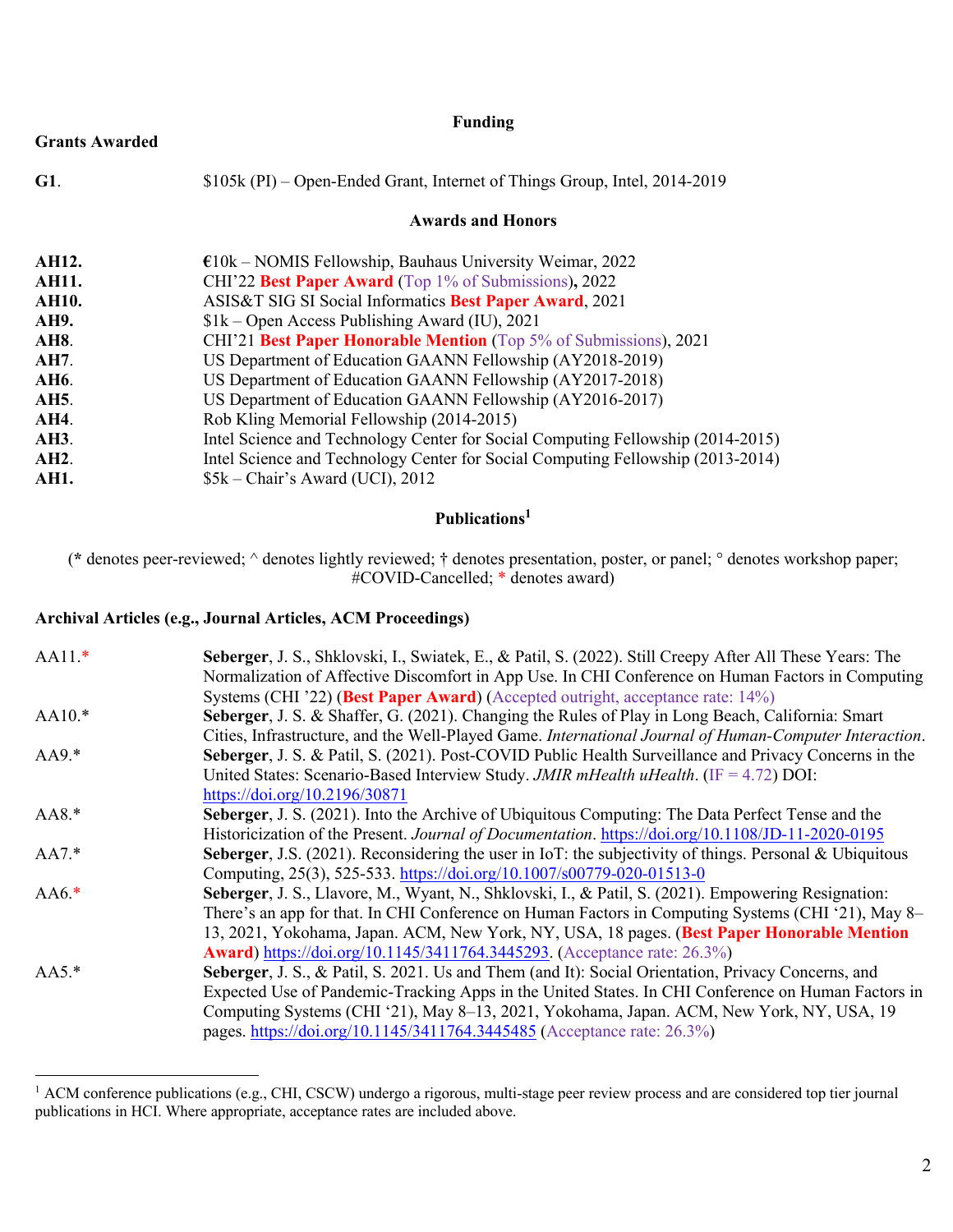## Funding

### Grants Awarded

**G1**. $105k (PI) – Open-Ended Grant, Internet of Things Group, Intel, 2014-2019

## Awards and Honors

**AH12.** €10k – NOMIS Fellowship, Bauhaus University Weimar, 2022
**AH11.** CHI'22 **Best Paper Award** (Top 1% of Submissions)**,** 2022
**AH10.** ASIS&T SIG SI Social Informatics **Best Paper Award**, 2021
**AH9.** $1k – Open Access Publishing Award (IU), 2021
**AH8**. CHI'21 **Best Paper Honorable Mention** (Top 5% of Submissions), 2021
**AH7**. US Department of Education GAANN Fellowship (AY2018-2019)
**AH6**. US Department of Education GAANN Fellowship (AY2017-2018)
**AH5**. US Department of Education GAANN Fellowship (AY2016-2017)
**AH4**. Rob Kling Memorial Fellowship (2014-2015)
**AH3**. Intel Science and Technology Center for Social Computing Fellowship (2014-2015)
**AH2**. Intel Science and Technology Center for Social Computing Fellowship (2013-2014)
**AH1.** $5k – Chair's Award (UCI), 2012

## Publications[1]

(* denotes peer-reviewed; ^ denotes lightly reviewed; † denotes presentation, poster, or panel; ° denotes workshop paper; #COVID-Cancelled; * denotes award)

### Archival Articles (e.g., Journal Articles, ACM Proceedings)

AA11.* **Seberger**, J. S., Shklovski, I., Swiatek, E., & Patil, S. (2022). Still Creepy After All These Years: The Normalization of Affective Discomfort in App Use. In CHI Conference on Human Factors in Computing Systems (CHI '22) (**Best Paper Award**) (Accepted outright, acceptance rate: 14%)

AA10.* **Seberger**, J. S. & Shaffer, G. (2021). Changing the Rules of Play in Long Beach, California: Smart Cities, Infrastructure, and the Well-Played Game. *International Journal of Human-Computer Interaction*.

AA9.* **Seberger**, J. S. & Patil, S. (2021). Post-COVID Public Health Surveillance and Privacy Concerns in the United States: Scenario-Based Interview Study. *JMIR mHealth uHealth*. (IF = 4.72) DOI: https://doi.org/10.2196/30871

AA8.* **Seberger**, J. S. (2021). Into the Archive of Ubiquitous Computing: The Data Perfect Tense and the Historicization of the Present. *Journal of Documentation*. https://doi.org/10.1108/JD-11-2020-0195

AA7.* **Seberger**, J.S. (2021). Reconsidering the user in IoT: the subjectivity of things. Personal & Ubiquitous Computing, 25(3), 525-533. https://doi.org/10.1007/s00779-020-01513-0

AA6.* **Seberger**, J. S., Llavore, M., Wyant, N., Shklovski, I., & Patil, S. (2021). Empowering Resignation: There's an app for that. In CHI Conference on Human Factors in Computing Systems (CHI '21), May 8–13, 2021, Yokohama, Japan. ACM, New York, NY, USA, 18 pages. (**Best Paper Honorable Mention Award**) https://doi.org/10.1145/3411764.3445293. (Acceptance rate: 26.3%)

AA5.* **Seberger**, J. S., & Patil, S. 2021. Us and Them (and It): Social Orientation, Privacy Concerns, and Expected Use of Pandemic-Tracking Apps in the United States. In CHI Conference on Human Factors in Computing Systems (CHI '21), May 8–13, 2021, Yokohama, Japan. ACM, New York, NY, USA, 19 pages. https://doi.org/10.1145/3411764.3445485 (Acceptance rate: 26.3%)

[1] ACM conference publications (e.g., CHI, CSCW) undergo a rigorous, multi-stage peer review process and are considered top tier journal publications in HCI. Where appropriate, acceptance rates are included above.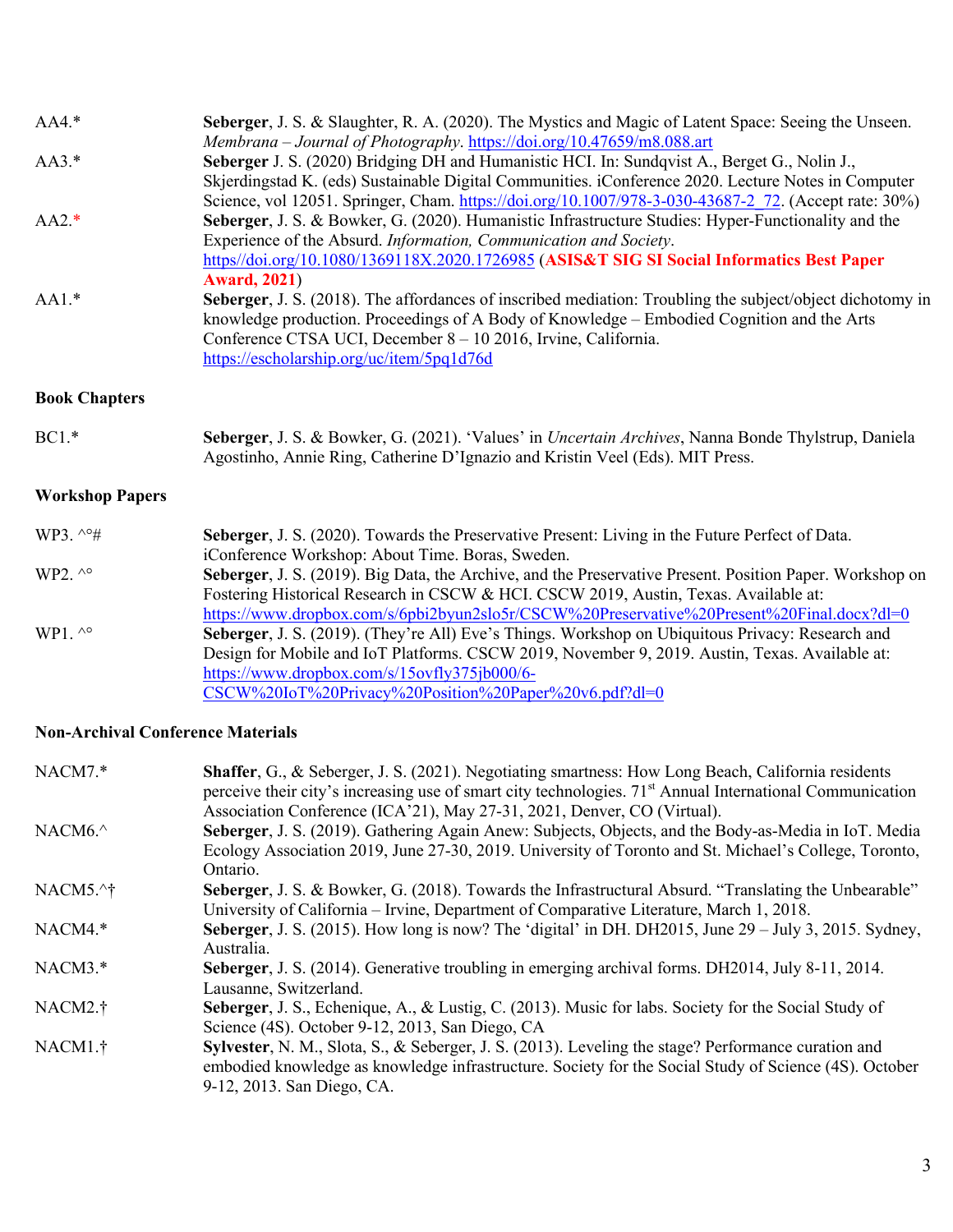AA4.* **Seberger**, J. S. & Slaughter, R. A. (2020). The Mystics and Magic of Latent Space: Seeing the Unseen. *Membrana – Journal of Photography*. https://doi.org/10.47659/m8.088.art

AA3.* **Seberger** J. S. (2020) Bridging DH and Humanistic HCI. In: Sundqvist A., Berget G., Nolin J., Skjerdingstad K. (eds) Sustainable Digital Communities. iConference 2020. Lecture Notes in Computer Science, vol 12051. Springer, Cham. https://doi.org/10.1007/978-3-030-43687-2_72. (Accept rate: 30%)

AA2.* **Seberger**, J. S. & Bowker, G. (2020). Humanistic Infrastructure Studies: Hyper-Functionality and the Experience of the Absurd. *Information, Communication and Society*. https//doi.org/10.1080/1369118X.2020.1726985 (**ASIS&T SIG SI Social Informatics Best Paper Award, 2021**)

AA1.* **Seberger**, J. S. (2018). The affordances of inscribed mediation: Troubling the subject/object dichotomy in knowledge production. Proceedings of A Body of Knowledge – Embodied Cognition and the Arts Conference CTSA UCI, December 8 – 10 2016, Irvine, California. https://escholarship.org/uc/item/5pq1d76d

**Book Chapters**

BC1.* **Seberger**, J. S. & Bowker, G. (2021). 'Values' in *Uncertain Archives*, Nanna Bonde Thylstrup, Daniela Agostinho, Annie Ring, Catherine D'Ignazio and Kristin Veel (Eds). MIT Press.

**Workshop Papers**

WP3. ^°# **Seberger**, J. S. (2020). Towards the Preservative Present: Living in the Future Perfect of Data. iConference Workshop: About Time. Boras, Sweden.

WP2. ^° **Seberger**, J. S. (2019). Big Data, the Archive, and the Preservative Present. Position Paper. Workshop on Fostering Historical Research in CSCW & HCI. CSCW 2019, Austin, Texas. Available at: https://www.dropbox.com/s/6pbi2byun2slo5r/CSCW%20Preservative%20Present%20Final.docx?dl=0

WP1. ^° **Seberger**, J. S. (2019). (They're All) Eve's Things. Workshop on Ubiquitous Privacy: Research and Design for Mobile and IoT Platforms. CSCW 2019, November 9, 2019. Austin, Texas. Available at: https://www.dropbox.com/s/15ovfly375jb000/6-CSCW%20IoT%20Privacy%20Position%20Paper%20v6.pdf?dl=0

**Non-Archival Conference Materials**

NACM7.* **Shaffer**, G., & Seberger, J. S. (2021). Negotiating smartness: How Long Beach, California residents perceive their city's increasing use of smart city technologies. 71st Annual International Communication Association Conference (ICA'21), May 27-31, 2021, Denver, CO (Virtual).

NACM6.^ **Seberger**, J. S. (2019). Gathering Again Anew: Subjects, Objects, and the Body-as-Media in IoT. Media Ecology Association 2019, June 27-30, 2019. University of Toronto and St. Michael's College, Toronto, Ontario.

NACM5.^† **Seberger**, J. S. & Bowker, G. (2018). Towards the Infrastructural Absurd. "Translating the Unbearable" University of California – Irvine, Department of Comparative Literature, March 1, 2018.

NACM4.* **Seberger**, J. S. (2015). How long is now? The 'digital' in DH. DH2015, June 29 – July 3, 2015. Sydney, Australia.

NACM3.* **Seberger**, J. S. (2014). Generative troubling in emerging archival forms. DH2014, July 8-11, 2014. Lausanne, Switzerland.

NACM2.† **Seberger**, J. S., Echenique, A., & Lustig, C. (2013). Music for labs. Society for the Social Study of Science (4S). October 9-12, 2013, San Diego, CA

NACM1.† **Sylvester**, N. M., Slota, S., & Seberger, J. S. (2013). Leveling the stage? Performance curation and embodied knowledge as knowledge infrastructure. Society for the Social Study of Science (4S). October 9-12, 2013. San Diego, CA.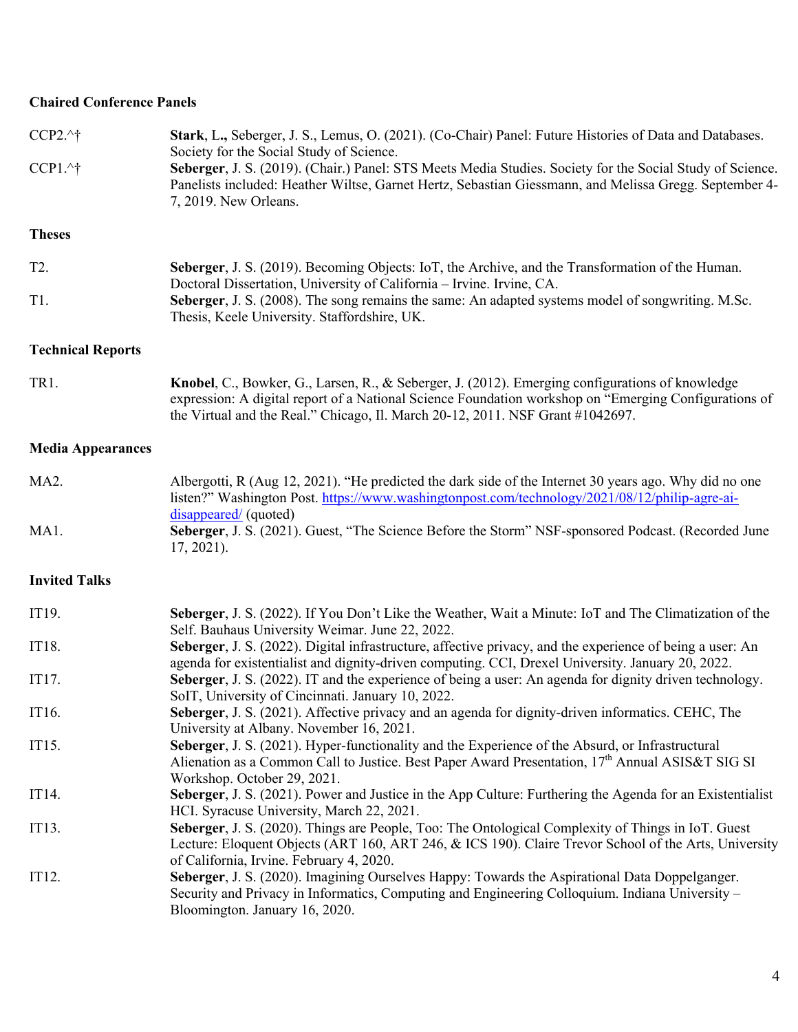**Chaired Conference Panels**

CCP2.^† **Stark**, L**.,** Seberger, J. S., Lemus, O. (2021). (Co-Chair) Panel: Future Histories of Data and Databases. Society for the Social Study of Science.

CCP1.^† **Seberger**, J. S. (2019). (Chair.) Panel: STS Meets Media Studies. Society for the Social Study of Science. Panelists included: Heather Wiltse, Garnet Hertz, Sebastian Giessmann, and Melissa Gregg. September 4-7, 2019. New Orleans.

**Theses**

T2. **Seberger**, J. S. (2019). Becoming Objects: IoT, the Archive, and the Transformation of the Human. Doctoral Dissertation, University of California – Irvine. Irvine, CA.

T1. **Seberger**, J. S. (2008). The song remains the same: An adapted systems model of songwriting. M.Sc. Thesis, Keele University. Staffordshire, UK.

**Technical Reports**

TR1. **Knobel**, C., Bowker, G., Larsen, R., & Seberger, J. (2012). Emerging configurations of knowledge expression: A digital report of a National Science Foundation workshop on "Emerging Configurations of the Virtual and the Real." Chicago, Il. March 20-12, 2011. NSF Grant #1042697.

**Media Appearances**

MA2. Albergotti, R (Aug 12, 2021). "He predicted the dark side of the Internet 30 years ago. Why did no one listen?" Washington Post. https://www.washingtonpost.com/technology/2021/08/12/philip-agre-ai-disappeared/ (quoted)

MA1. **Seberger**, J. S. (2021). Guest, "The Science Before the Storm" NSF-sponsored Podcast. (Recorded June 17, 2021).

**Invited Talks**

IT19. **Seberger**, J. S. (2022). If You Don't Like the Weather, Wait a Minute: IoT and The Climatization of the Self. Bauhaus University Weimar. June 22, 2022.

IT18. **Seberger**, J. S. (2022). Digital infrastructure, affective privacy, and the experience of being a user: An agenda for existentialist and dignity-driven computing. CCI, Drexel University. January 20, 2022.

IT17. **Seberger**, J. S. (2022). IT and the experience of being a user: An agenda for dignity driven technology. SoIT, University of Cincinnati. January 10, 2022.

IT16. **Seberger**, J. S. (2021). Affective privacy and an agenda for dignity-driven informatics. CEHC, The University at Albany. November 16, 2021.

IT15. **Seberger**, J. S. (2021). Hyper-functionality and the Experience of the Absurd, or Infrastructural Alienation as a Common Call to Justice. Best Paper Award Presentation, 17th Annual ASIS&T SIG SI Workshop. October 29, 2021.

IT14. **Seberger**, J. S. (2021). Power and Justice in the App Culture: Furthering the Agenda for an Existentialist HCI. Syracuse University, March 22, 2021.

IT13. **Seberger**, J. S. (2020). Things are People, Too: The Ontological Complexity of Things in IoT. Guest Lecture: Eloquent Objects (ART 160, ART 246, & ICS 190). Claire Trevor School of the Arts, University of California, Irvine. February 4, 2020.

IT12. **Seberger**, J. S. (2020). Imagining Ourselves Happy: Towards the Aspirational Data Doppelganger. Security and Privacy in Informatics, Computing and Engineering Colloquium. Indiana University – Bloomington. January 16, 2020.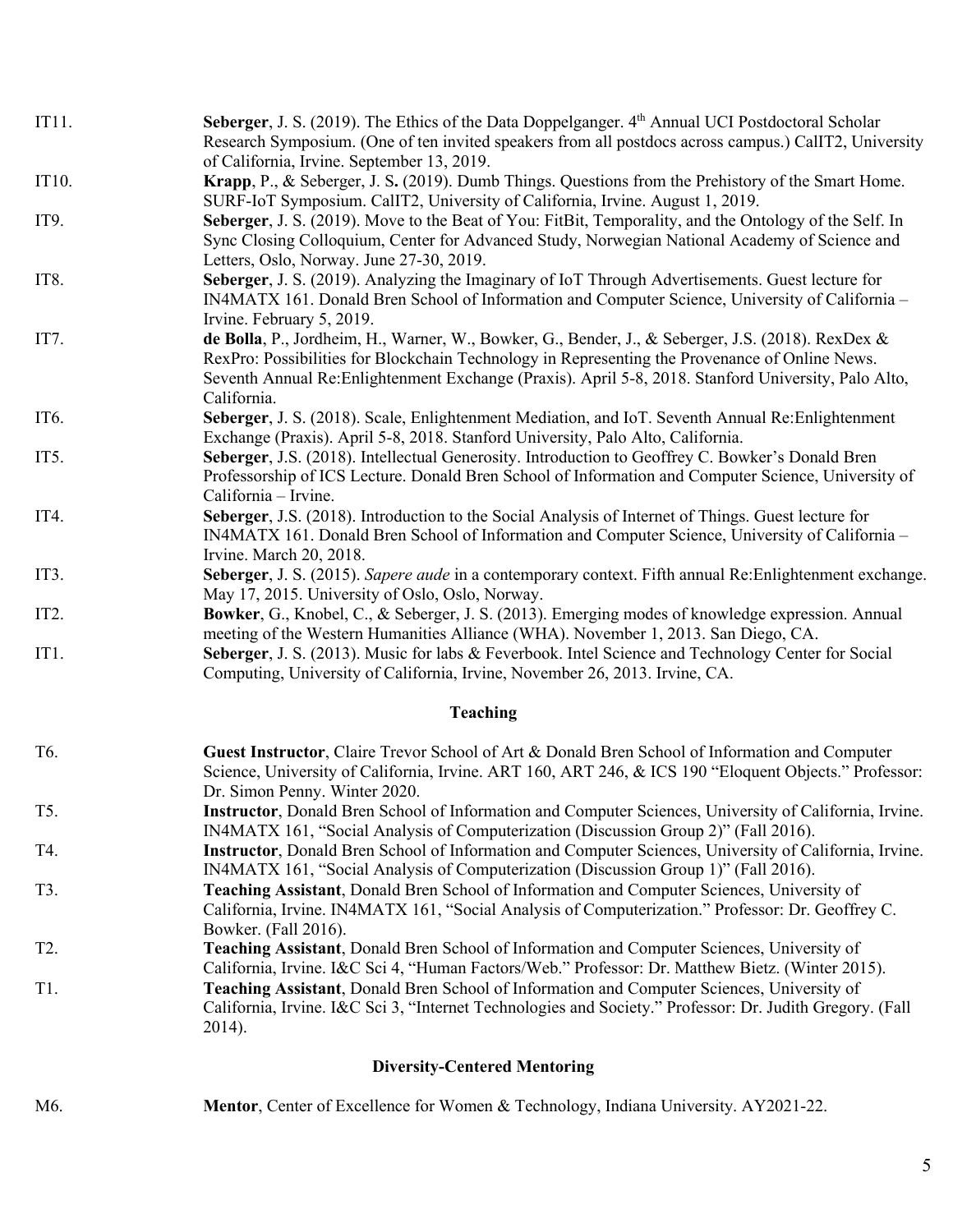IT11. **Seberger**, J. S. (2019). The Ethics of the Data Doppelganger. 4th Annual UCI Postdoctoral Scholar Research Symposium. (One of ten invited speakers from all postdocs across campus.) CalIT2, University of California, Irvine. September 13, 2019.

IT10. **Krapp**, P., & Seberger, J. S**.** (2019). Dumb Things. Questions from the Prehistory of the Smart Home. SURF-IoT Symposium. CalIT2, University of California, Irvine. August 1, 2019.

IT9. **Seberger**, J. S. (2019). Move to the Beat of You: FitBit, Temporality, and the Ontology of the Self. In Sync Closing Colloquium, Center for Advanced Study, Norwegian National Academy of Science and Letters, Oslo, Norway. June 27-30, 2019.

IT8. **Seberger**, J. S. (2019). Analyzing the Imaginary of IoT Through Advertisements. Guest lecture for IN4MATX 161. Donald Bren School of Information and Computer Science, University of California – Irvine. February 5, 2019.

IT7. **de Bolla**, P., Jordheim, H., Warner, W., Bowker, G., Bender, J., & Seberger, J.S. (2018). RexDex & RexPro: Possibilities for Blockchain Technology in Representing the Provenance of Online News. Seventh Annual Re:Enlightenment Exchange (Praxis). April 5-8, 2018. Stanford University, Palo Alto, California.

IT6. **Seberger**, J. S. (2018). Scale, Enlightenment Mediation, and IoT. Seventh Annual Re:Enlightenment Exchange (Praxis). April 5-8, 2018. Stanford University, Palo Alto, California.

IT5. **Seberger**, J.S. (2018). Intellectual Generosity. Introduction to Geoffrey C. Bowker's Donald Bren Professorship of ICS Lecture. Donald Bren School of Information and Computer Science, University of California – Irvine.

IT4. **Seberger**, J.S. (2018). Introduction to the Social Analysis of Internet of Things. Guest lecture for IN4MATX 161. Donald Bren School of Information and Computer Science, University of California – Irvine. March 20, 2018.

IT3. **Seberger**, J. S. (2015). *Sapere aude* in a contemporary context. Fifth annual Re:Enlightenment exchange. May 17, 2015. University of Oslo, Oslo, Norway.

IT2. **Bowker**, G., Knobel, C., & Seberger, J. S. (2013). Emerging modes of knowledge expression. Annual meeting of the Western Humanities Alliance (WHA). November 1, 2013. San Diego, CA.

IT1. **Seberger**, J. S. (2013). Music for labs & Feverbook. Intel Science and Technology Center for Social Computing, University of California, Irvine, November 26, 2013. Irvine, CA.

## Teaching

T6. **Guest Instructor**, Claire Trevor School of Art & Donald Bren School of Information and Computer Science, University of California, Irvine. ART 160, ART 246, & ICS 190 "Eloquent Objects." Professor: Dr. Simon Penny. Winter 2020.

T5. **Instructor**, Donald Bren School of Information and Computer Sciences, University of California, Irvine. IN4MATX 161, "Social Analysis of Computerization (Discussion Group 2)" (Fall 2016).

T4. **Instructor**, Donald Bren School of Information and Computer Sciences, University of California, Irvine. IN4MATX 161, "Social Analysis of Computerization (Discussion Group 1)" (Fall 2016).

T3. **Teaching Assistant**, Donald Bren School of Information and Computer Sciences, University of California, Irvine. IN4MATX 161, "Social Analysis of Computerization." Professor: Dr. Geoffrey C. Bowker. (Fall 2016).

T2. **Teaching Assistant**, Donald Bren School of Information and Computer Sciences, University of California, Irvine. I&C Sci 4, "Human Factors/Web." Professor: Dr. Matthew Bietz. (Winter 2015).

T1. **Teaching Assistant**, Donald Bren School of Information and Computer Sciences, University of California, Irvine. I&C Sci 3, "Internet Technologies and Society." Professor: Dr. Judith Gregory. (Fall 2014).

## Diversity-Centered Mentoring

M6. **Mentor**, Center of Excellence for Women & Technology, Indiana University. AY2021-22.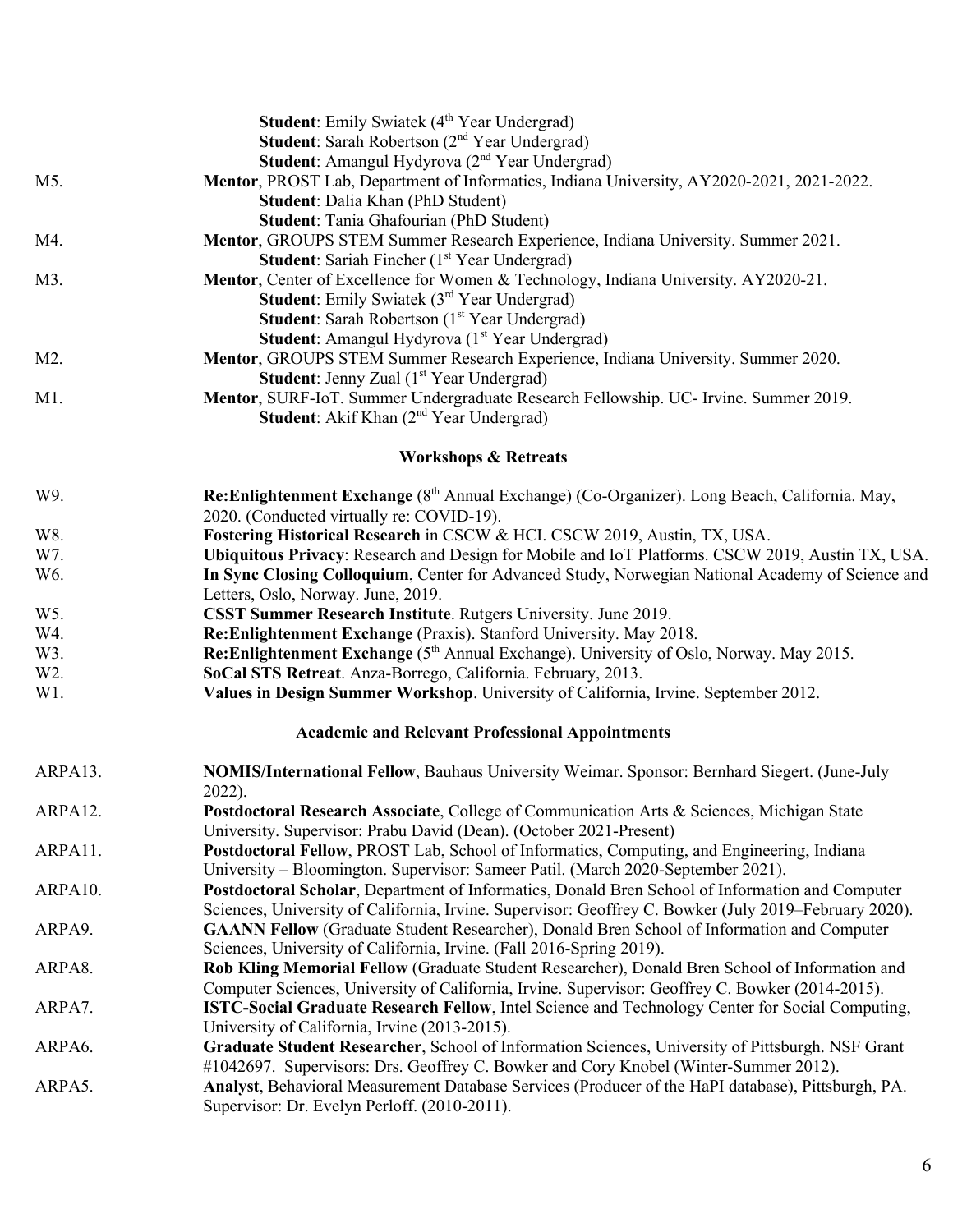**Student**: Emily Swiatek (4th Year Undergrad)
**Student**: Sarah Robertson (2nd Year Undergrad)
**Student**: Amangul Hydyrova (2nd Year Undergrad)

M5. **Mentor**, PROST Lab, Department of Informatics, Indiana University, AY2020-2021, 2021-2022.
**Student**: Dalia Khan (PhD Student)
**Student**: Tania Ghafourian (PhD Student)

M4. **Mentor**, GROUPS STEM Summer Research Experience, Indiana University. Summer 2021.
**Student**: Sariah Fincher (1st Year Undergrad)

M3. **Mentor**, Center of Excellence for Women & Technology, Indiana University. AY2020-21.
**Student**: Emily Swiatek (3rd Year Undergrad)
**Student**: Sarah Robertson (1st Year Undergrad)
**Student**: Amangul Hydyrova (1st Year Undergrad)

M2. **Mentor**, GROUPS STEM Summer Research Experience, Indiana University. Summer 2020.
**Student**: Jenny Zual (1st Year Undergrad)

M1. **Mentor**, SURF-IoT. Summer Undergraduate Research Fellowship. UC- Irvine. Summer 2019.
**Student**: Akif Khan (2nd Year Undergrad)

## Workshops & Retreats

W9. **Re:Enlightenment Exchange** (8th Annual Exchange) (Co-Organizer). Long Beach, California. May, 2020. (Conducted virtually re: COVID-19).

W8. **Fostering Historical Research** in CSCW & HCI. CSCW 2019, Austin, TX, USA.

W7. **Ubiquitous Privacy**: Research and Design for Mobile and IoT Platforms. CSCW 2019, Austin TX, USA.

W6. **In Sync Closing Colloquium**, Center for Advanced Study, Norwegian National Academy of Science and Letters, Oslo, Norway. June, 2019.

W5. **CSST Summer Research Institute**. Rutgers University. June 2019.

W4. **Re:Enlightenment Exchange** (Praxis). Stanford University. May 2018.

W3. **Re:Enlightenment Exchange** (5th Annual Exchange). University of Oslo, Norway. May 2015.

W2. **SoCal STS Retreat**. Anza-Borrego, California. February, 2013.

W1. **Values in Design Summer Workshop**. University of California, Irvine. September 2012.

## Academic and Relevant Professional Appointments

ARPA13. **NOMIS/International Fellow**, Bauhaus University Weimar. Sponsor: Bernhard Siegert. (June-July 2022).

ARPA12. **Postdoctoral Research Associate**, College of Communication Arts & Sciences, Michigan State University. Supervisor: Prabu David (Dean). (October 2021-Present)

ARPA11. **Postdoctoral Fellow**, PROST Lab, School of Informatics, Computing, and Engineering, Indiana University – Bloomington. Supervisor: Sameer Patil. (March 2020-September 2021).

ARPA10. **Postdoctoral Scholar**, Department of Informatics, Donald Bren School of Information and Computer Sciences, University of California, Irvine. Supervisor: Geoffrey C. Bowker (July 2019–February 2020).

ARPA9. **GAANN Fellow** (Graduate Student Researcher), Donald Bren School of Information and Computer Sciences, University of California, Irvine. (Fall 2016-Spring 2019).

ARPA8. **Rob Kling Memorial Fellow** (Graduate Student Researcher), Donald Bren School of Information and Computer Sciences, University of California, Irvine. Supervisor: Geoffrey C. Bowker (2014-2015).

ARPA7. **ISTC-Social Graduate Research Fellow**, Intel Science and Technology Center for Social Computing, University of California, Irvine (2013-2015).

ARPA6. **Graduate Student Researcher**, School of Information Sciences, University of Pittsburgh. NSF Grant #1042697. Supervisors: Drs. Geoffrey C. Bowker and Cory Knobel (Winter-Summer 2012).

ARPA5. **Analyst**, Behavioral Measurement Database Services (Producer of the HaPI database), Pittsburgh, PA. Supervisor: Dr. Evelyn Perloff. (2010-2011).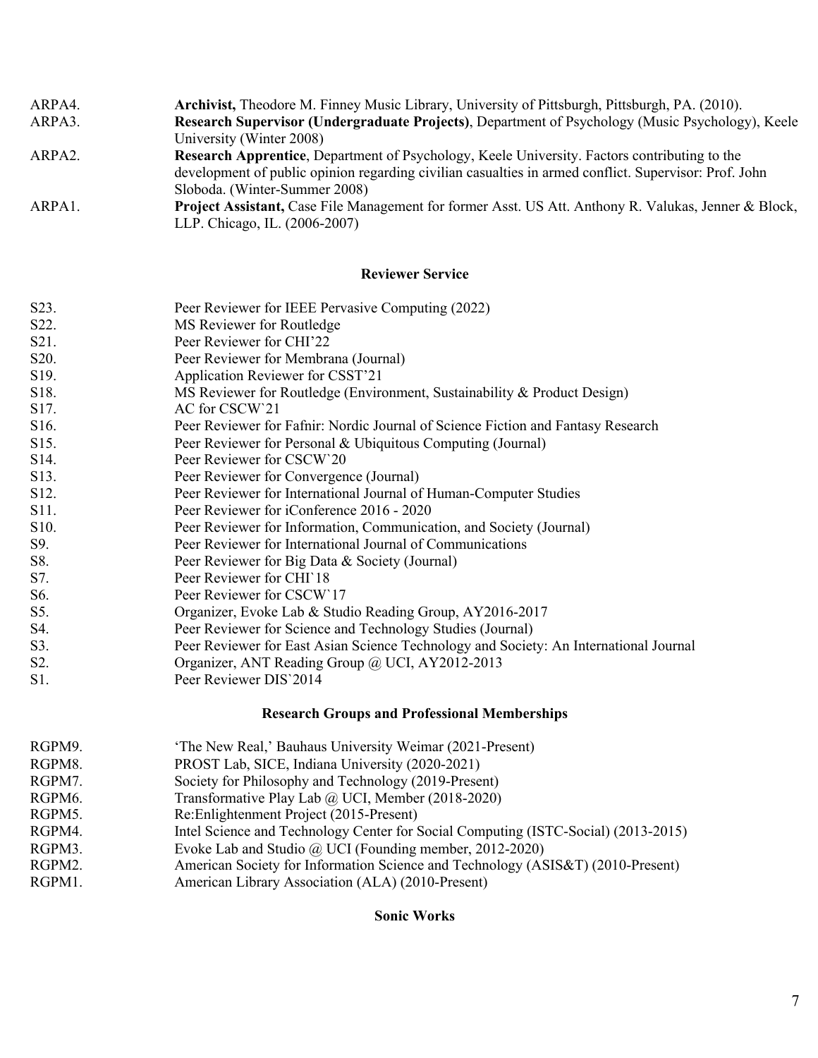ARPA4. **Archivist,** Theodore M. Finney Music Library, University of Pittsburgh, Pittsburgh, PA. (2010).

ARPA3. **Research Supervisor (Undergraduate Projects)**, Department of Psychology (Music Psychology), Keele University (Winter 2008)

ARPA2. **Research Apprentice**, Department of Psychology, Keele University. Factors contributing to the development of public opinion regarding civilian casualties in armed conflict. Supervisor: Prof. John Sloboda. (Winter-Summer 2008)

ARPA1. **Project Assistant,** Case File Management for former Asst. US Att. Anthony R. Valukas, Jenner & Block, LLP. Chicago, IL. (2006-2007)

## Reviewer Service

S23. Peer Reviewer for IEEE Pervasive Computing (2022)

S22. MS Reviewer for Routledge

S21. Peer Reviewer for CHI'22

S20. Peer Reviewer for Membrana (Journal)

S19. Application Reviewer for CSST'21

S18. MS Reviewer for Routledge (Environment, Sustainability & Product Design)

S17. AC for CSCW`21

S16. Peer Reviewer for Fafnir: Nordic Journal of Science Fiction and Fantasy Research

S15. Peer Reviewer for Personal & Ubiquitous Computing (Journal)

S14. Peer Reviewer for CSCW`20

S13. Peer Reviewer for Convergence (Journal)

S12. Peer Reviewer for International Journal of Human-Computer Studies

S11. Peer Reviewer for iConference 2016 - 2020

S10. Peer Reviewer for Information, Communication, and Society (Journal)

S9. Peer Reviewer for International Journal of Communications

S8. Peer Reviewer for Big Data & Society (Journal)

S7. Peer Reviewer for CHI`18

S6. Peer Reviewer for CSCW`17

S5. Organizer, Evoke Lab & Studio Reading Group, AY2016-2017

S4. Peer Reviewer for Science and Technology Studies (Journal)

S3. Peer Reviewer for East Asian Science Technology and Society: An International Journal

S2. Organizer, ANT Reading Group @ UCI, AY2012-2013

S1. Peer Reviewer DIS`2014

## Research Groups and Professional Memberships

RGPM9. 'The New Real,' Bauhaus University Weimar (2021-Present)

RGPM8. PROST Lab, SICE, Indiana University (2020-2021)

RGPM7. Society for Philosophy and Technology (2019-Present)

RGPM6. Transformative Play Lab @ UCI, Member (2018-2020)

RGPM5. Re:Enlightenment Project (2015-Present)

RGPM4. Intel Science and Technology Center for Social Computing (ISTC-Social) (2013-2015)

RGPM3. Evoke Lab and Studio @ UCI (Founding member, 2012-2020)

RGPM2. American Society for Information Science and Technology (ASIS&T) (2010-Present)

RGPM1. American Library Association (ALA) (2010-Present)

## Sonic Works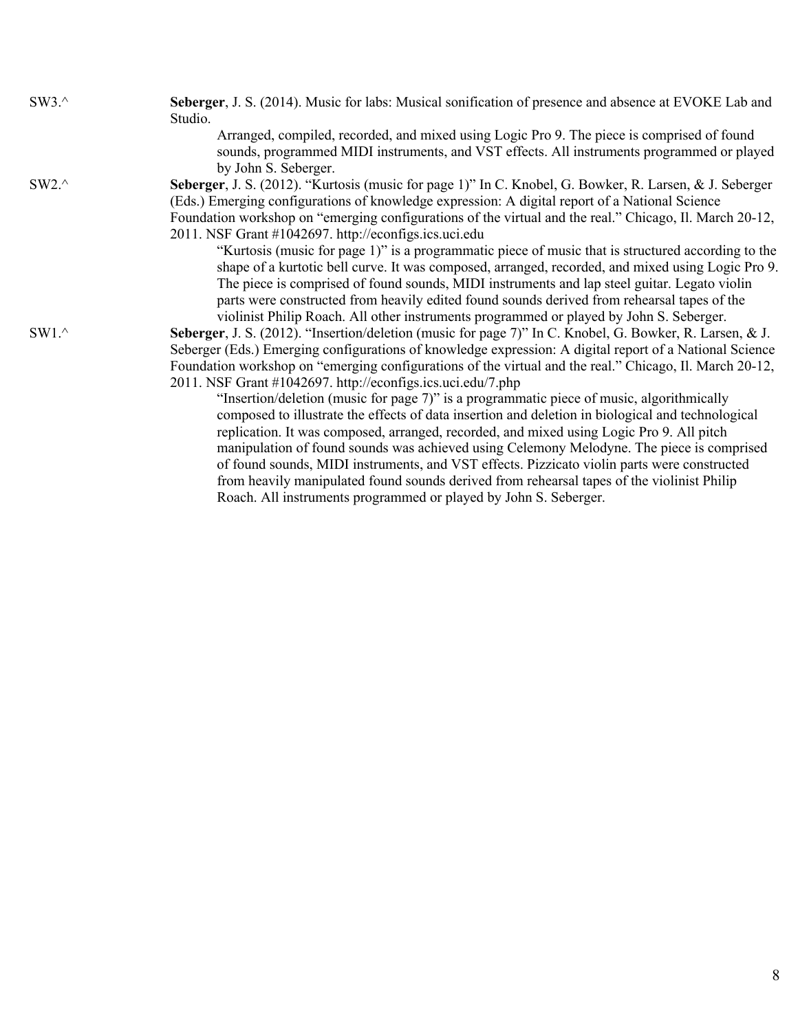SW3.^ **Seberger**, J. S. (2014). Music for labs: Musical sonification of presence and absence at EVOKE Lab and Studio.

Arranged, compiled, recorded, and mixed using Logic Pro 9. The piece is comprised of found sounds, programmed MIDI instruments, and VST effects. All instruments programmed or played by John S. Seberger.

SW2.^ **Seberger**, J. S. (2012). "Kurtosis (music for page 1)" In C. Knobel, G. Bowker, R. Larsen, & J. Seberger (Eds.) Emerging configurations of knowledge expression: A digital report of a National Science Foundation workshop on "emerging configurations of the virtual and the real." Chicago, Il. March 20-12, 2011. NSF Grant #1042697. http://econfigs.ics.uci.edu

"Kurtosis (music for page 1)" is a programmatic piece of music that is structured according to the shape of a kurtotic bell curve. It was composed, arranged, recorded, and mixed using Logic Pro 9. The piece is comprised of found sounds, MIDI instruments and lap steel guitar. Legato violin parts were constructed from heavily edited found sounds derived from rehearsal tapes of the violinist Philip Roach. All other instruments programmed or played by John S. Seberger.

SW1.^ **Seberger**, J. S. (2012). "Insertion/deletion (music for page 7)" In C. Knobel, G. Bowker, R. Larsen, & J. Seberger (Eds.) Emerging configurations of knowledge expression: A digital report of a National Science Foundation workshop on "emerging configurations of the virtual and the real." Chicago, Il. March 20-12, 2011. NSF Grant #1042697. http://econfigs.ics.uci.edu/7.php

"Insertion/deletion (music for page 7)" is a programmatic piece of music, algorithmically composed to illustrate the effects of data insertion and deletion in biological and technological replication. It was composed, arranged, recorded, and mixed using Logic Pro 9. All pitch manipulation of found sounds was achieved using Celemony Melodyne. The piece is comprised of found sounds, MIDI instruments, and VST effects. Pizzicato violin parts were constructed from heavily manipulated found sounds derived from rehearsal tapes of the violinist Philip Roach. All instruments programmed or played by John S. Seberger.